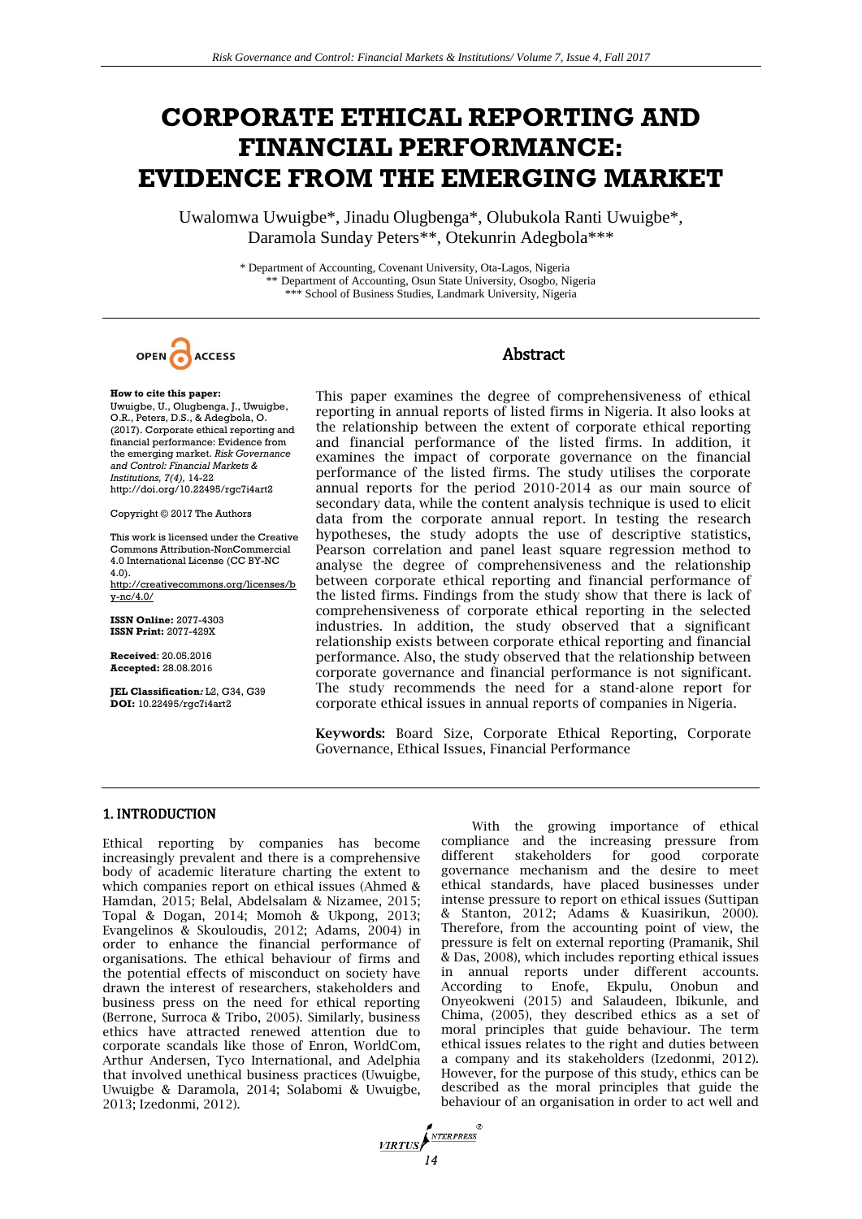# CORPORATE ETHICAL REPORTING AND FINANCIAL PERFORMANCE: EVIDENCE FROM THE EMERGING MARKET

Uwalomwa Uwuigbe*, Jinadu Olugbenga*, Olubukola Ranti Uwuigbe*, Daramola Sunday Peters**, Otekunrin Adegbola***

\* Department of Accounting, Covenant University, Ota-Lagos, Nigeria
\*\* Department of Accounting, Osun State University, Osogbo, Nigeria
\*\*\* School of Business Studies, Landmark University, Nigeria

OPEN ACCESS

**How to cite this paper:** Uwuigbe, U., Olugbenga, J., Uwuigbe, O.R., Peters, D.S., & Adegbola, O. (2017). Corporate ethical reporting and financial performance: Evidence from the emerging market. *Risk Governance and Control: Financial Markets & Institutions, 7(4),* 14-22 http://doi.org/10.22495/rgc7i4art2

Copyright © 2017 The Authors

This work is licensed under the Creative Commons Attribution-NonCommercial 4.0 International License (CC BY-NC 4.0). http://creativecommons.org/licenses/by-nc/4.0/

**ISSN Online:** 2077-4303
**ISSN Print:** 2077-429X

**Received**: 20.05.2016
**Accepted:** 28.08.2016

**JEL Classification***:* L2, G34, G39
**DOI:** 10.22495/rgc7i4art2

## Abstract

This paper examines the degree of comprehensiveness of ethical reporting in annual reports of listed firms in Nigeria. It also looks at the relationship between the extent of corporate ethical reporting and financial performance of the listed firms. In addition, it examines the impact of corporate governance on the financial performance of the listed firms. The study utilises the corporate annual reports for the period 2010-2014 as our main source of secondary data, while the content analysis technique is used to elicit data from the corporate annual report. In testing the research hypotheses, the study adopts the use of descriptive statistics, Pearson correlation and panel least square regression method to analyse the degree of comprehensiveness and the relationship between corporate ethical reporting and financial performance of the listed firms. Findings from the study show that there is lack of comprehensiveness of corporate ethical reporting in the selected industries. In addition, the study observed that a significant relationship exists between corporate ethical reporting and financial performance. Also, the study observed that the relationship between corporate governance and financial performance is not significant. The study recommends the need for a stand-alone report for corporate ethical issues in annual reports of companies in Nigeria.

**Keywords:** Board Size, Corporate Ethical Reporting, Corporate Governance, Ethical Issues, Financial Performance

## 1. INTRODUCTION

Ethical reporting by companies has become increasingly prevalent and there is a comprehensive body of academic literature charting the extent to which companies report on ethical issues (Ahmed & Hamdan, 2015; Belal, Abdelsalam & Nizamee, 2015; Topal & Dogan, 2014; Momoh & Ukpong, 2013; Evangelinos & Skouloudis, 2012; Adams, 2004) in order to enhance the financial performance of organisations. The ethical behaviour of firms and the potential effects of misconduct on society have drawn the interest of researchers, stakeholders and business press on the need for ethical reporting (Berrone, Surroca & Tribo, 2005). Similarly, business ethics have attracted renewed attention due to corporate scandals like those of Enron, WorldCom, Arthur Andersen, Tyco International, and Adelphia that involved unethical business practices (Uwuigbe, Uwuigbe & Daramola, 2014; Solabomi & Uwuigbe, 2013; Izedonmi, 2012).

With the growing importance of ethical compliance and the increasing pressure from different stakeholders for good corporate governance mechanism and the desire to meet ethical standards, have placed businesses under intense pressure to report on ethical issues (Suttipan & Stanton, 2012; Adams & Kuasirikun, 2000). Therefore, from the accounting point of view, the pressure is felt on external reporting (Pramanik, Shil & Das, 2008), which includes reporting ethical issues in annual reports under different accounts. According to Enofe, Ekpulu, Onobun and Onyeokweni (2015) and Salaudeen, Ibikunle, and Chima, (2005), they described ethics as a set of moral principles that guide behaviour. The term ethical issues relates to the right and duties between a company and its stakeholders (Izedonmi, 2012). However, for the purpose of this study, ethics can be described as the moral principles that guide the behaviour of an organisation in order to act well and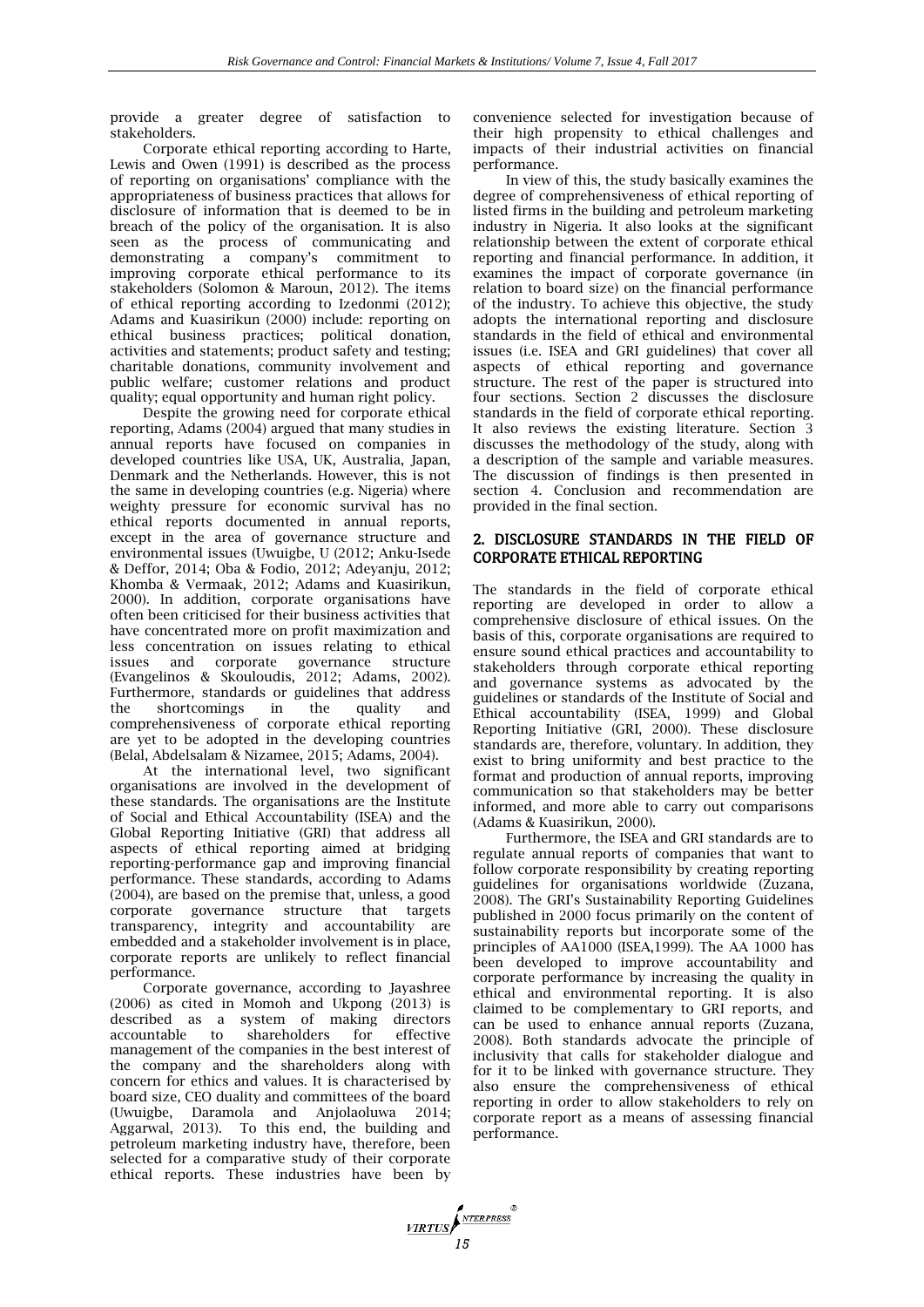provide a greater degree of satisfaction to stakeholders.

Corporate ethical reporting according to Harte, Lewis and Owen (1991) is described as the process of reporting on organisations' compliance with the appropriateness of business practices that allows for disclosure of information that is deemed to be in breach of the policy of the organisation. It is also seen as the process of communicating and demonstrating a company's commitment to improving corporate ethical performance to its stakeholders (Solomon & Maroun, 2012). The items of ethical reporting according to Izedonmi (2012); Adams and Kuasirikun (2000) include: reporting on ethical business practices; political donation, activities and statements; product safety and testing; charitable donations, community involvement and public welfare; customer relations and product quality; equal opportunity and human right policy.

Despite the growing need for corporate ethical reporting, Adams (2004) argued that many studies in annual reports have focused on companies in developed countries like USA, UK, Australia, Japan, Denmark and the Netherlands. However, this is not the same in developing countries (e.g. Nigeria) where weighty pressure for economic survival has no ethical reports documented in annual reports, except in the area of governance structure and environmental issues (Uwuigbe, U (2012; Anku-Isede & Deffor, 2014; Oba & Fodio, 2012; Adeyanju, 2012; Khomba & Vermaak, 2012; Adams and Kuasirikun, 2000). In addition, corporate organisations have often been criticised for their business activities that have concentrated more on profit maximization and less concentration on issues relating to ethical issues and corporate governance structure (Evangelinos & Skouloudis, 2012; Adams, 2002). Furthermore, standards or guidelines that address the shortcomings in the quality and comprehensiveness of corporate ethical reporting are yet to be adopted in the developing countries (Belal, Abdelsalam & Nizamee, 2015; Adams, 2004).

At the international level, two significant organisations are involved in the development of these standards. The organisations are the Institute of Social and Ethical Accountability (ISEA) and the Global Reporting Initiative (GRI) that address all aspects of ethical reporting aimed at bridging reporting-performance gap and improving financial performance. These standards, according to Adams (2004), are based on the premise that, unless, a good corporate governance structure that targets transparency, integrity and accountability are embedded and a stakeholder involvement is in place, corporate reports are unlikely to reflect financial performance.

Corporate governance, according to Jayashree (2006) as cited in Momoh and Ukpong (2013) is described as a system of making directors accountable to shareholders for effective management of the companies in the best interest of the company and the shareholders along with concern for ethics and values. It is characterised by board size, CEO duality and committees of the board (Uwuigbe, Daramola and Anjolaoluwa 2014; Aggarwal, 2013). To this end, the building and petroleum marketing industry have, therefore, been selected for a comparative study of their corporate ethical reports. These industries have been by convenience selected for investigation because of their high propensity to ethical challenges and impacts of their industrial activities on financial performance.

In view of this, the study basically examines the degree of comprehensiveness of ethical reporting of listed firms in the building and petroleum marketing industry in Nigeria. It also looks at the significant relationship between the extent of corporate ethical reporting and financial performance. In addition, it examines the impact of corporate governance (in relation to board size) on the financial performance of the industry. To achieve this objective, the study adopts the international reporting and disclosure standards in the field of ethical and environmental issues (i.e. ISEA and GRI guidelines) that cover all aspects of ethical reporting and governance structure. The rest of the paper is structured into four sections. Section 2 discusses the disclosure standards in the field of corporate ethical reporting. It also reviews the existing literature. Section 3 discusses the methodology of the study, along with a description of the sample and variable measures. The discussion of findings is then presented in section 4. Conclusion and recommendation are provided in the final section.

## 2. DISCLOSURE STANDARDS IN THE FIELD OF CORPORATE ETHICAL REPORTING

The standards in the field of corporate ethical reporting are developed in order to allow a comprehensive disclosure of ethical issues. On the basis of this, corporate organisations are required to ensure sound ethical practices and accountability to stakeholders through corporate ethical reporting and governance systems as advocated by the guidelines or standards of the Institute of Social and Ethical accountability (ISEA, 1999) and Global Reporting Initiative (GRI, 2000). These disclosure standards are, therefore, voluntary. In addition, they exist to bring uniformity and best practice to the format and production of annual reports, improving communication so that stakeholders may be better informed, and more able to carry out comparisons (Adams & Kuasirikun, 2000).

Furthermore, the ISEA and GRI standards are to regulate annual reports of companies that want to follow corporate responsibility by creating reporting guidelines for organisations worldwide (Zuzana, 2008). The GRI's Sustainability Reporting Guidelines published in 2000 focus primarily on the content of sustainability reports but incorporate some of the principles of AA1000 (ISEA,1999). The AA 1000 has been developed to improve accountability and corporate performance by increasing the quality in ethical and environmental reporting. It is also claimed to be complementary to GRI reports, and can be used to enhance annual reports (Zuzana, 2008). Both standards advocate the principle of inclusivity that calls for stakeholder dialogue and for it to be linked with governance structure. They also ensure the comprehensiveness of ethical reporting in order to allow stakeholders to rely on corporate report as a means of assessing financial performance.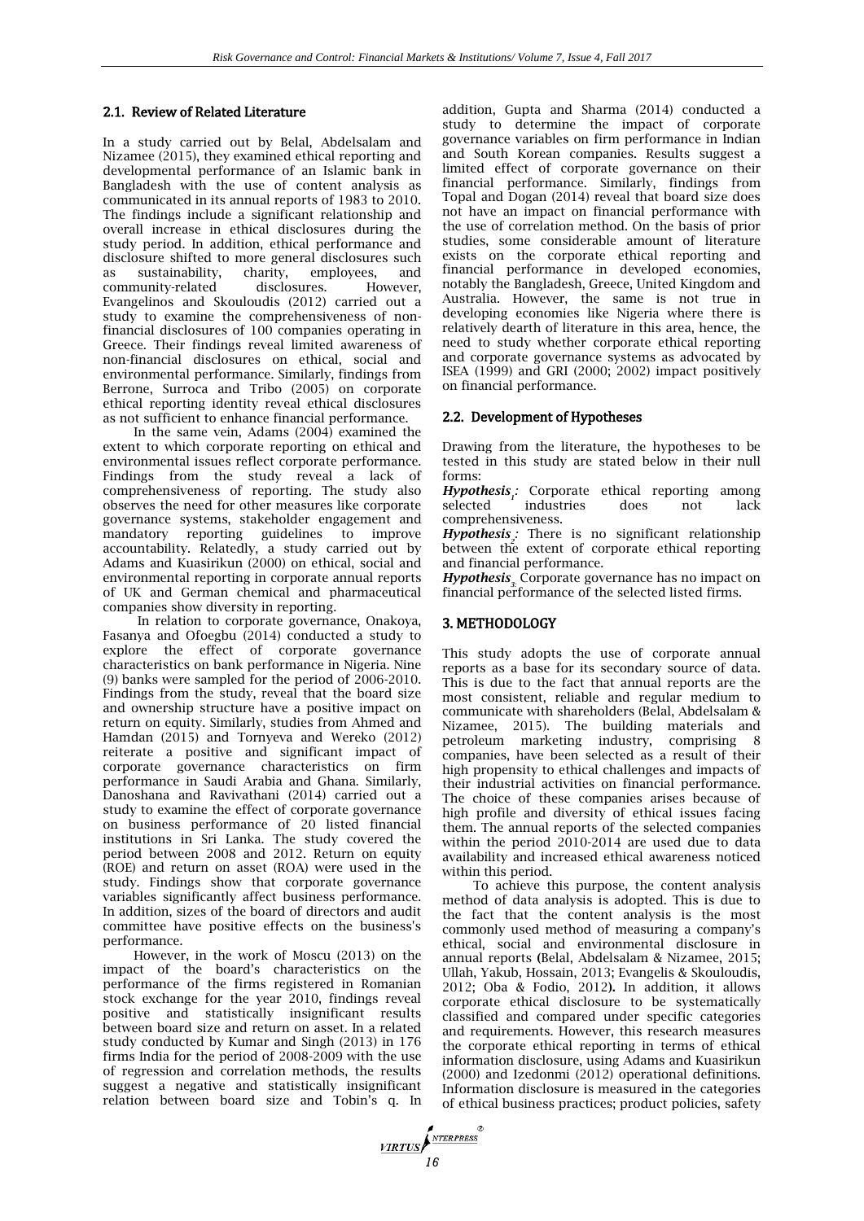### 2.1. Review of Related Literature

In a study carried out by Belal, Abdelsalam and Nizamee (2015), they examined ethical reporting and developmental performance of an Islamic bank in Bangladesh with the use of content analysis as communicated in its annual reports of 1983 to 2010. The findings include a significant relationship and overall increase in ethical disclosures during the study period. In addition, ethical performance and disclosure shifted to more general disclosures such as sustainability, charity, employees, and community-related disclosures. However, Evangelinos and Skouloudis (2012) carried out a study to examine the comprehensiveness of non-financial disclosures of 100 companies operating in Greece. Their findings reveal limited awareness of non-financial disclosures on ethical, social and environmental performance. Similarly, findings from Berrone, Surroca and Tribo (2005) on corporate ethical reporting identity reveal ethical disclosures as not sufficient to enhance financial performance.

In the same vein, Adams (2004) examined the extent to which corporate reporting on ethical and environmental issues reflect corporate performance. Findings from the study reveal a lack of comprehensiveness of reporting. The study also observes the need for other measures like corporate governance systems, stakeholder engagement and mandatory reporting guidelines to improve accountability. Relatedly, a study carried out by Adams and Kuasirikun (2000) on ethical, social and environmental reporting in corporate annual reports of UK and German chemical and pharmaceutical companies show diversity in reporting.

In relation to corporate governance, Onakoya, Fasanya and Ofoegbu (2014) conducted a study to explore the effect of corporate governance characteristics on bank performance in Nigeria. Nine (9) banks were sampled for the period of 2006-2010. Findings from the study, reveal that the board size and ownership structure have a positive impact on return on equity. Similarly, studies from Ahmed and Hamdan (2015) and Tornyeva and Wereko (2012) reiterate a positive and significant impact of corporate governance characteristics on firm performance in Saudi Arabia and Ghana. Similarly, Danoshana and Ravivathani (2014) carried out a study to examine the effect of corporate governance on business performance of 20 listed financial institutions in Sri Lanka. The study covered the period between 2008 and 2012. Return on equity (ROE) and return on asset (ROA) were used in the study. Findings show that corporate governance variables significantly affect business performance. In addition, sizes of the board of directors and audit committee have positive effects on the business's performance.

However, in the work of Moscu (2013) on the impact of the board's characteristics on the performance of the firms registered in Romanian stock exchange for the year 2010, findings reveal positive and statistically insignificant results between board size and return on asset. In a related study conducted by Kumar and Singh (2013) in 176 firms India for the period of 2008-2009 with the use of regression and correlation methods, the results suggest a negative and statistically insignificant relation between board size and Tobin's q. In addition, Gupta and Sharma (2014) conducted a study to determine the impact of corporate governance variables on firm performance in Indian and South Korean companies. Results suggest a limited effect of corporate governance on their financial performance. Similarly, findings from Topal and Dogan (2014) reveal that board size does not have an impact on financial performance with the use of correlation method. On the basis of prior studies, some considerable amount of literature exists on the corporate ethical reporting and financial performance in developed economies, notably the Bangladesh, Greece, United Kingdom and Australia. However, the same is not true in developing economies like Nigeria where there is relatively dearth of literature in this area, hence, the need to study whether corporate ethical reporting and corporate governance systems as advocated by ISEA (1999) and GRI (2000; 2002) impact positively on financial performance.

### 2.2. Development of Hypotheses

Drawing from the literature, the hypotheses to be tested in this study are stated below in their null forms:

***Hypothesis$_1$:*** Corporate ethical reporting among selected industries does not lack comprehensiveness.

***Hypothesis$_2$:*** There is no significant relationship between the extent of corporate ethical reporting and financial performance.

***Hypothesis$_3$:*** Corporate governance has no impact on financial performance of the selected listed firms.

## 3. METHODOLOGY

This study adopts the use of corporate annual reports as a base for its secondary source of data. This is due to the fact that annual reports are the most consistent, reliable and regular medium to communicate with shareholders (Belal, Abdelsalam & Nizamee, 2015). The building materials and petroleum marketing industry, comprising 8 companies, have been selected as a result of their high propensity to ethical challenges and impacts of their industrial activities on financial performance. The choice of these companies arises because of high profile and diversity of ethical issues facing them. The annual reports of the selected companies within the period 2010-2014 are used due to data availability and increased ethical awareness noticed within this period.

To achieve this purpose, the content analysis method of data analysis is adopted. This is due to the fact that the content analysis is the most commonly used method of measuring a company's ethical, social and environmental disclosure in annual reports **(**Belal, Abdelsalam & Nizamee, 2015; Ullah, Yakub, Hossain, 2013; Evangelis & Skouloudis, 2012; Oba & Fodio, 2012**).** In addition, it allows corporate ethical disclosure to be systematically classified and compared under specific categories and requirements. However, this research measures the corporate ethical reporting in terms of ethical information disclosure, using Adams and Kuasirikun (2000) and Izedonmi (2012) operational definitions. Information disclosure is measured in the categories of ethical business practices; product policies, safety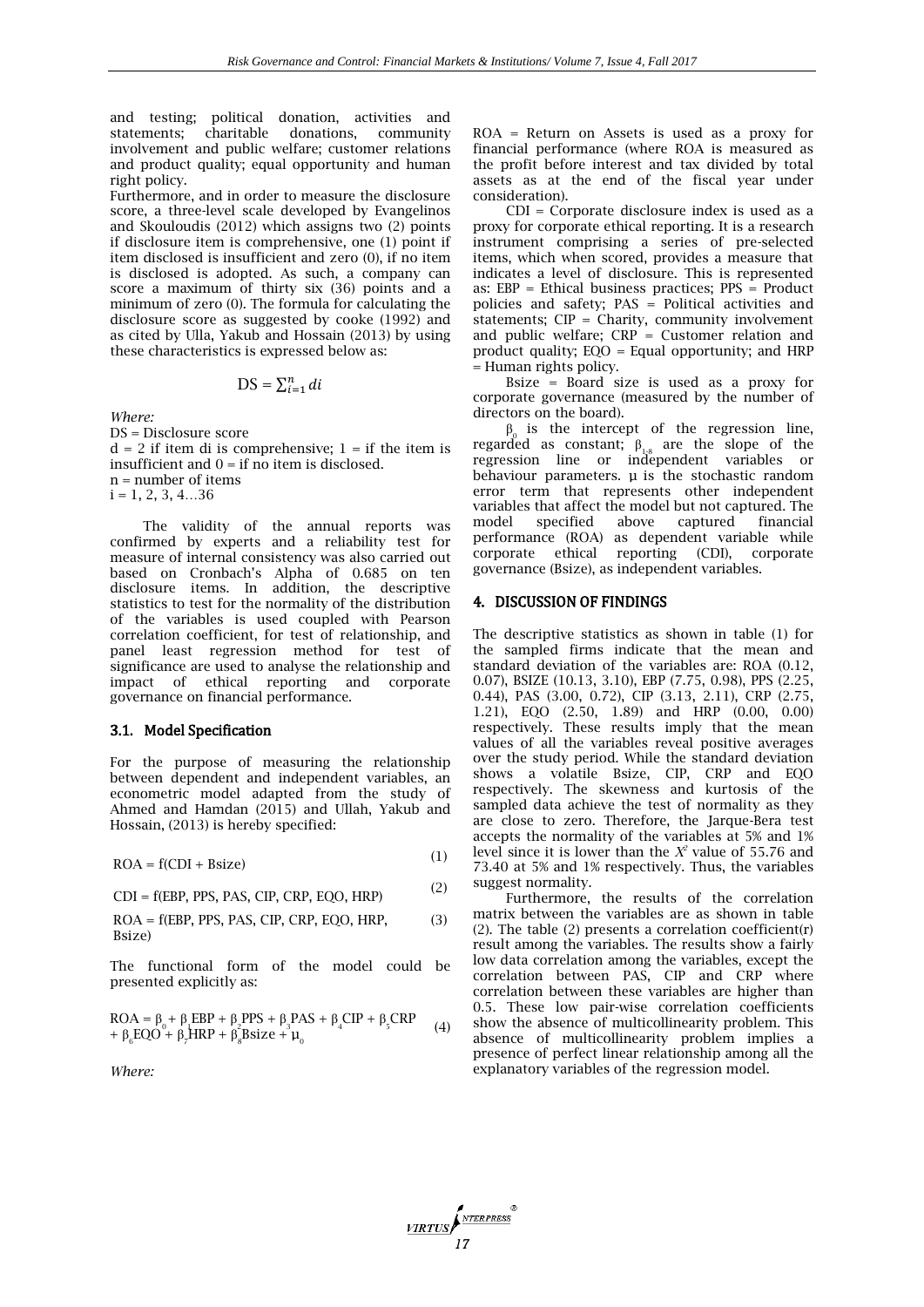and testing; political donation, activities and statements; charitable donations, community involvement and public welfare; customer relations and product quality; equal opportunity and human right policy.

Furthermore, and in order to measure the disclosure score, a three-level scale developed by Evangelinos and Skouloudis (2012) which assigns two (2) points if disclosure item is comprehensive, one (1) point if item disclosed is insufficient and zero (0), if no item is disclosed is adopted. As such, a company can score a maximum of thirty six (36) points and a minimum of zero (0). The formula for calculating the disclosure score as suggested by cooke (1992) and as cited by Ulla, Yakub and Hossain (2013) by using these characteristics is expressed below as:

$$\text{DS} = \sum_{i=1}^{n} di$$

*Where:*

DS = Disclosure score

d = 2 if item di is comprehensive; 1 = if the item is insufficient and 0 = if no item is disclosed.

n = number of items

i = 1, 2, 3, 4…36

The validity of the annual reports was confirmed by experts and a reliability test for measure of internal consistency was also carried out based on Cronbach's Alpha of 0.685 on ten disclosure items. In addition, the descriptive statistics to test for the normality of the distribution of the variables is used coupled with Pearson correlation coefficient, for test of relationship, and panel least regression method for test of significance are used to analyse the relationship and impact of ethical reporting and corporate governance on financial performance.

### 3.1. Model Specification

For the purpose of measuring the relationship between dependent and independent variables, an econometric model adapted from the study of Ahmed and Hamdan (2015) and Ullah, Yakub and Hossain, (2013) is hereby specified:

$$\text{ROA} = \text{f(CDI + Bsize)} \tag{1}$$

$$\text{CDI} = \text{f(EBP, PPS, PAS, CIP, CRP, EQO, HRP)} \tag{2}$$

$$\text{ROA} = \text{f(EBP, PPS, PAS, CIP, CRP, EQO, HRP, Bsize)} \tag{3}$$

The functional form of the model could be presented explicitly as:

$$\text{ROA} = \beta_0 + \beta_1\text{EBP} + \beta_2\text{PPS} + \beta_3\text{PAS} + \beta_4\text{CIP} + \beta_5\text{CRP} + \beta_6\text{EQO} + \beta_7\text{HRP} + \beta_8\text{Bsize} + \mu_0 \tag{4}$$

*Where:*

ROA = Return on Assets is used as a proxy for financial performance (where ROA is measured as the profit before interest and tax divided by total assets as at the end of the fiscal year under consideration).

CDI = Corporate disclosure index is used as a proxy for corporate ethical reporting. It is a research instrument comprising a series of pre-selected items, which when scored, provides a measure that indicates a level of disclosure. This is represented as: EBP = Ethical business practices; PPS = Product policies and safety; PAS = Political activities and statements; CIP = Charity, community involvement and public welfare; CRP = Customer relation and product quality; EQO = Equal opportunity; and HRP = Human rights policy.

Bsize = Board size is used as a proxy for corporate governance (measured by the number of directors on the board).

$\beta_0$ is the intercept of the regression line, regarded as constant; $\beta_{1-8}$ are the slope of the regression line or independent variables or behaviour parameters. µ is the stochastic random error term that represents other independent variables that affect the model but not captured. The model specified above captured financial performance (ROA) as dependent variable while corporate ethical reporting (CDI), corporate governance (Bsize), as independent variables.

## 4. DISCUSSION OF FINDINGS

The descriptive statistics as shown in table (1) for the sampled firms indicate that the mean and standard deviation of the variables are: ROA (0.12, 0.07), BSIZE (10.13, 3.10), EBP (7.75, 0.98), PPS (2.25, 0.44), PAS (3.00, 0.72), CIP (3.13, 2.11), CRP (2.75, 1.21), EQO (2.50, 1.89) and HRP (0.00, 0.00) respectively. These results imply that the mean values of all the variables reveal positive averages over the study period. While the standard deviation shows a volatile Bsize, CIP, CRP and EQO respectively. The skewness and kurtosis of the sampled data achieve the test of normality as they are close to zero. Therefore, the Jarque-Bera test accepts the normality of the variables at 5% and 1% level since it is lower than the $X^2$ value of 55.76 and 73.40 at 5% and 1% respectively. Thus, the variables suggest normality.

Furthermore, the results of the correlation matrix between the variables are as shown in table (2). The table (2) presents a correlation coefficient(r) result among the variables. The results show a fairly low data correlation among the variables, except the correlation between PAS, CIP and CRP where correlation between these variables are higher than 0.5. These low pair-wise correlation coefficients show the absence of multicollinearity problem. This absence of multicollinearity problem implies a presence of perfect linear relationship among all the explanatory variables of the regression model.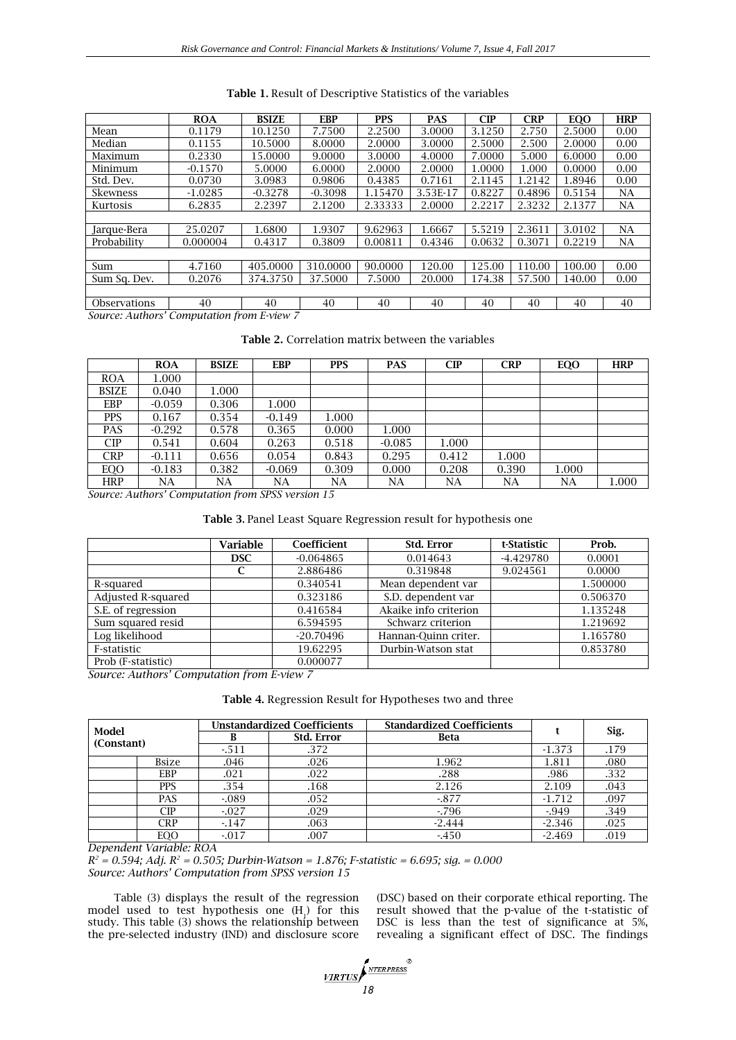**Table 1.** Result of Descriptive Statistics of the variables

| | ROA | BSIZE | EBP | PPS | PAS | CIP | CRP | EQO | HRP |
|---|---|---|---|---|---|---|---|---|---|
| Mean | 0.1179 | 10.1250 | 7.7500 | 2.2500 | 3.0000 | 3.1250 | 2.750 | 2.5000 | 0.00 |
| Median | 0.1155 | 10.5000 | 8.0000 | 2.0000 | 3.0000 | 2.5000 | 2.500 | 2.0000 | 0.00 |
| Maximum | 0.2330 | 15.0000 | 9.0000 | 3.0000 | 4.0000 | 7.0000 | 5.000 | 6.0000 | 0.00 |
| Minimum | -0.1570 | 5.0000 | 6.0000 | 2.0000 | 2.0000 | 1.0000 | 1.000 | 0.0000 | 0.00 |
| Std. Dev. | 0.0730 | 3.0983 | 0.9806 | 0.4385 | 0.7161 | 2.1145 | 1.2142 | 1.8946 | 0.00 |
| Skewness | -1.0285 | -0.3278 | -0.3098 | 1.15470 | 3.53E-17 | 0.8227 | 0.4896 | 0.5154 | NA |
| Kurtosis | 6.2835 | 2.2397 | 2.1200 | 2.33333 | 2.0000 | 2.2217 | 2.3232 | 2.1377 | NA |
| | | | | | | | | | |
| Jarque-Bera | 25.0207 | 1.6800 | 1.9307 | 9.62963 | 1.6667 | 5.5219 | 2.3611 | 3.0102 | NA |
| Probability | 0.000004 | 0.4317 | 0.3809 | 0.00811 | 0.4346 | 0.0632 | 0.3071 | 0.2219 | NA |
| | | | | | | | | | |
| Sum | 4.7160 | 405.0000 | 310.0000 | 90.0000 | 120.00 | 125.00 | 110.00 | 100.00 | 0.00 |
| Sum Sq. Dev. | 0.2076 | 374.3750 | 37.5000 | 7.5000 | 20.000 | 174.38 | 57.500 | 140.00 | 0.00 |
| | | | | | | | | | |
| Observations | 40 | 40 | 40 | 40 | 40 | 40 | 40 | 40 | 40 |

*Source: Authors' Computation from E-view 7*

**Table 2.** Correlation matrix between the variables

| | ROA | BSIZE | EBP | PPS | PAS | CIP | CRP | EQO | HRP |
|---|---|---|---|---|---|---|---|---|---|
| ROA | 1.000 | | | | | | | | |
| BSIZE | 0.040 | 1.000 | | | | | | | |
| EBP | -0.059 | 0.306 | 1.000 | | | | | | |
| PPS | 0.167 | 0.354 | -0.149 | 1.000 | | | | | |
| PAS | -0.292 | 0.578 | 0.365 | 0.000 | 1.000 | | | | |
| CIP | 0.541 | 0.604 | 0.263 | 0.518 | -0.085 | 1.000 | | | |
| CRP | -0.111 | 0.656 | 0.054 | 0.843 | 0.295 | 0.412 | 1.000 | | |
| EQO | -0.183 | 0.382 | -0.069 | 0.309 | 0.000 | 0.208 | 0.390 | 1.000 | |
| HRP | NA | NA | NA | NA | NA | NA | NA | NA | 1.000 |

*Source: Authors' Computation from SPSS version 15*

**Table 3.** Panel Least Square Regression result for hypothesis one

| | Variable | Coefficient | Std. Error | t-Statistic | Prob. |
|---|---|---|---|---|---|
| | **DSC** | -0.064865 | 0.014643 | -4.429780 | 0.0001 |
| | **C** | 2.886486 | 0.319848 | 9.024561 | 0.0000 |
| R-squared | | 0.340541 | Mean dependent var | | 1.500000 |
| Adjusted R-squared | | 0.323186 | S.D. dependent var | | 0.506370 |
| S.E. of regression | | 0.416584 | Akaike info criterion | | 1.135248 |
| Sum squared resid | | 6.594595 | Schwarz criterion | | 1.219692 |
| Log likelihood | | -20.70496 | Hannan-Quinn criter. | | 1.165780 |
| F-statistic | | 19.62295 | Durbin-Watson stat | | 0.853780 |
| Prob (F-statistic) | | 0.000077 | | | |

*Source: Authors' Computation from E-view 7*

**Table 4.** Regression Result for Hypotheses two and three

| Model (Constant) | | Unstandardized Coefficients | | Standardized Coefficients | t | Sig. |
|---|---|---|---|---|---|---|
| | | B | Std. Error | Beta | | |
| | | -.511 | .372 | | -1.373 | .179 |
| | Bsize | .046 | .026 | 1.962 | 1.811 | .080 |
| | EBP | .021 | .022 | .288 | .986 | .332 |
| | PPS | .354 | .168 | 2.126 | 2.109 | .043 |
| | PAS | -.089 | .052 | -.877 | -1.712 | .097 |
| | CIP | -.027 | .029 | -.796 | -.949 | .349 |
| | CRP | -.147 | .063 | -2.444 | -2.346 | .025 |
| | EQO | -.017 | .007 | -.450 | -2.469 | .019 |

*Dependent Variable: ROA*

*$R^2$ = 0.594; Adj. $R^2$ = 0.505; Durbin-Watson = 1.876; F-statistic = 6.695; sig. = 0.000*

*Source: Authors' Computation from SPSS version 15*

Table (3) displays the result of the regression model used to test hypothesis one ($H_1$) for this study. This table (3) shows the relationship between the pre-selected industry (IND) and disclosure score (DSC) based on their corporate ethical reporting. The result showed that the p-value of the t-statistic of DSC is less than the test of significance at 5%, revealing a significant effect of DSC. The findings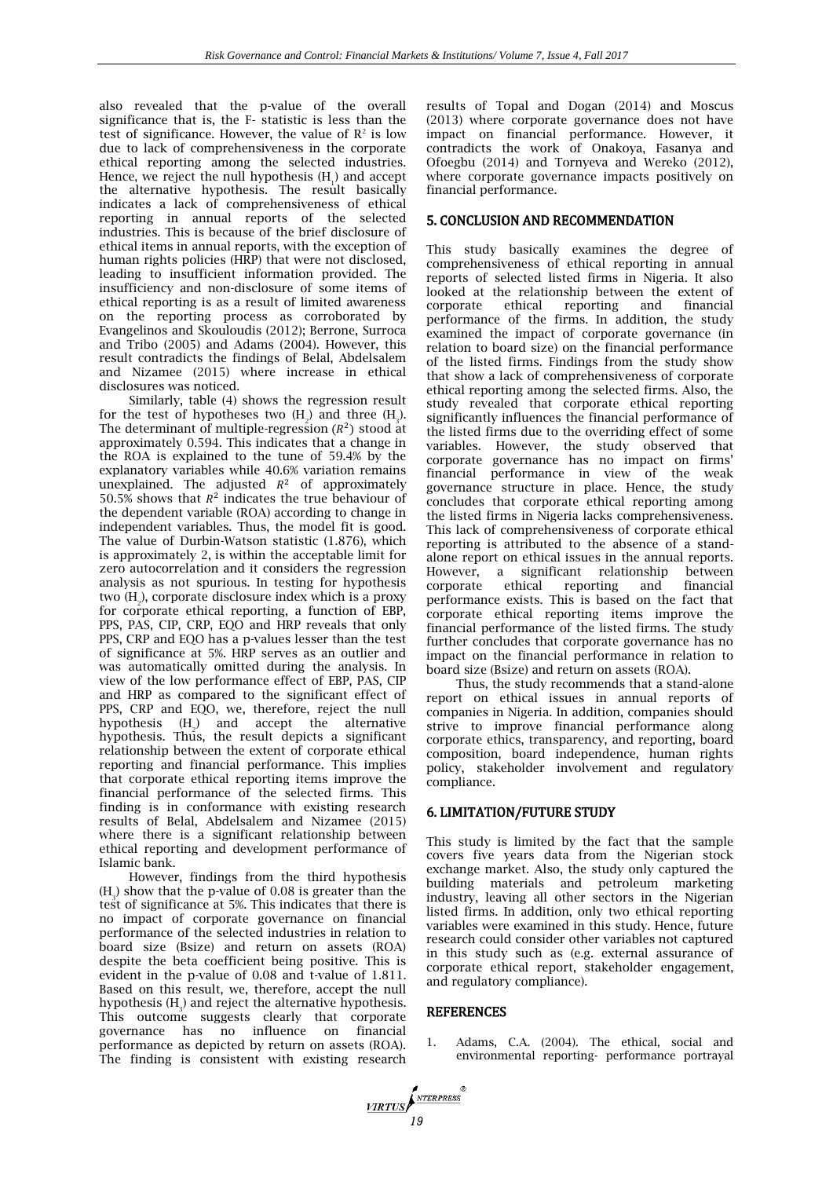also revealed that the p-value of the overall significance that is, the F- statistic is less than the test of significance. However, the value of $R^2$ is low due to lack of comprehensiveness in the corporate ethical reporting among the selected industries. Hence, we reject the null hypothesis ($H_1$) and accept the alternative hypothesis. The result basically indicates a lack of comprehensiveness of ethical reporting in annual reports of the selected industries. This is because of the brief disclosure of ethical items in annual reports, with the exception of human rights policies (HRP) that were not disclosed, leading to insufficient information provided. The insufficiency and non-disclosure of some items of ethical reporting is as a result of limited awareness on the reporting process as corroborated by Evangelinos and Skouloudis (2012); Berrone, Surroca and Tribo (2005) and Adams (2004). However, this result contradicts the findings of Belal, Abdelsalem and Nizamee (2015) where increase in ethical disclosures was noticed.

Similarly, table (4) shows the regression result for the test of hypotheses two ($H_2$) and three ($H_3$). The determinant of multiple-regression ($R^2$) stood at approximately 0.594. This indicates that a change in the ROA is explained to the tune of 59.4% by the explanatory variables while 40.6% variation remains unexplained. The adjusted $R^2$ of approximately 50.5% shows that $R^2$ indicates the true behaviour of the dependent variable (ROA) according to change in independent variables. Thus, the model fit is good. The value of Durbin-Watson statistic (1.876), which is approximately 2, is within the acceptable limit for zero autocorrelation and it considers the regression analysis as not spurious. In testing for hypothesis two ($H_2$), corporate disclosure index which is a proxy for corporate ethical reporting, a function of EBP, PPS, PAS, CIP, CRP, EQO and HRP reveals that only PPS, CRP and EQO has a p-values lesser than the test of significance at 5%. HRP serves as an outlier and was automatically omitted during the analysis. In view of the low performance effect of EBP, PAS, CIP and HRP as compared to the significant effect of PPS, CRP and EQO, we, therefore, reject the null hypothesis ($H_2$) and accept the alternative hypothesis. Thus, the result depicts a significant relationship between the extent of corporate ethical reporting and financial performance. This implies that corporate ethical reporting items improve the financial performance of the selected firms. This finding is in conformance with existing research results of Belal, Abdelsalem and Nizamee (2015) where there is a significant relationship between ethical reporting and development performance of Islamic bank.

However, findings from the third hypothesis ($H_3$) show that the p-value of 0.08 is greater than the test of significance at 5%. This indicates that there is no impact of corporate governance on financial performance of the selected industries in relation to board size (Bsize) and return on assets (ROA) despite the beta coefficient being positive. This is evident in the p-value of 0.08 and t-value of 1.811. Based on this result, we, therefore, accept the null hypothesis ($H_3$) and reject the alternative hypothesis. This outcome suggests clearly that corporate governance has no influence on financial performance as depicted by return on assets (ROA). The finding is consistent with existing research results of Topal and Dogan (2014) and Moscus (2013) where corporate governance does not have impact on financial performance. However, it contradicts the work of Onakoya, Fasanya and Ofoegbu (2014) and Tornyeva and Wereko (2012), where corporate governance impacts positively on financial performance.

## 5. CONCLUSION AND RECOMMENDATION

This study basically examines the degree of comprehensiveness of ethical reporting in annual reports of selected listed firms in Nigeria. It also looked at the relationship between the extent of corporate ethical reporting and financial performance of the firms. In addition, the study examined the impact of corporate governance (in relation to board size) on the financial performance of the listed firms. Findings from the study show that show a lack of comprehensiveness of corporate ethical reporting among the selected firms. Also, the study revealed that corporate ethical reporting significantly influences the financial performance of the listed firms due to the overriding effect of some variables. However, the study observed that corporate governance has no impact on firms' financial performance in view of the weak governance structure in place. Hence, the study concludes that corporate ethical reporting among the listed firms in Nigeria lacks comprehensiveness. This lack of comprehensiveness of corporate ethical reporting is attributed to the absence of a stand-alone report on ethical issues in the annual reports. However, a significant relationship between corporate ethical reporting and financial performance exists. This is based on the fact that corporate ethical reporting items improve the financial performance of the listed firms. The study further concludes that corporate governance has no impact on the financial performance in relation to board size (Bsize) and return on assets (ROA).

Thus, the study recommends that a stand-alone report on ethical issues in annual reports of companies in Nigeria. In addition, companies should strive to improve financial performance along corporate ethics, transparency, and reporting, board composition, board independence, human rights policy, stakeholder involvement and regulatory compliance.

## 6. LIMITATION/FUTURE STUDY

This study is limited by the fact that the sample covers five years data from the Nigerian stock exchange market. Also, the study only captured the building materials and petroleum marketing industry, leaving all other sectors in the Nigerian listed firms. In addition, only two ethical reporting variables were examined in this study. Hence, future research could consider other variables not captured in this study such as (e.g. external assurance of corporate ethical report, stakeholder engagement, and regulatory compliance).

## REFERENCES

1. Adams, C.A. (2004). The ethical, social and environmental reporting- performance portrayal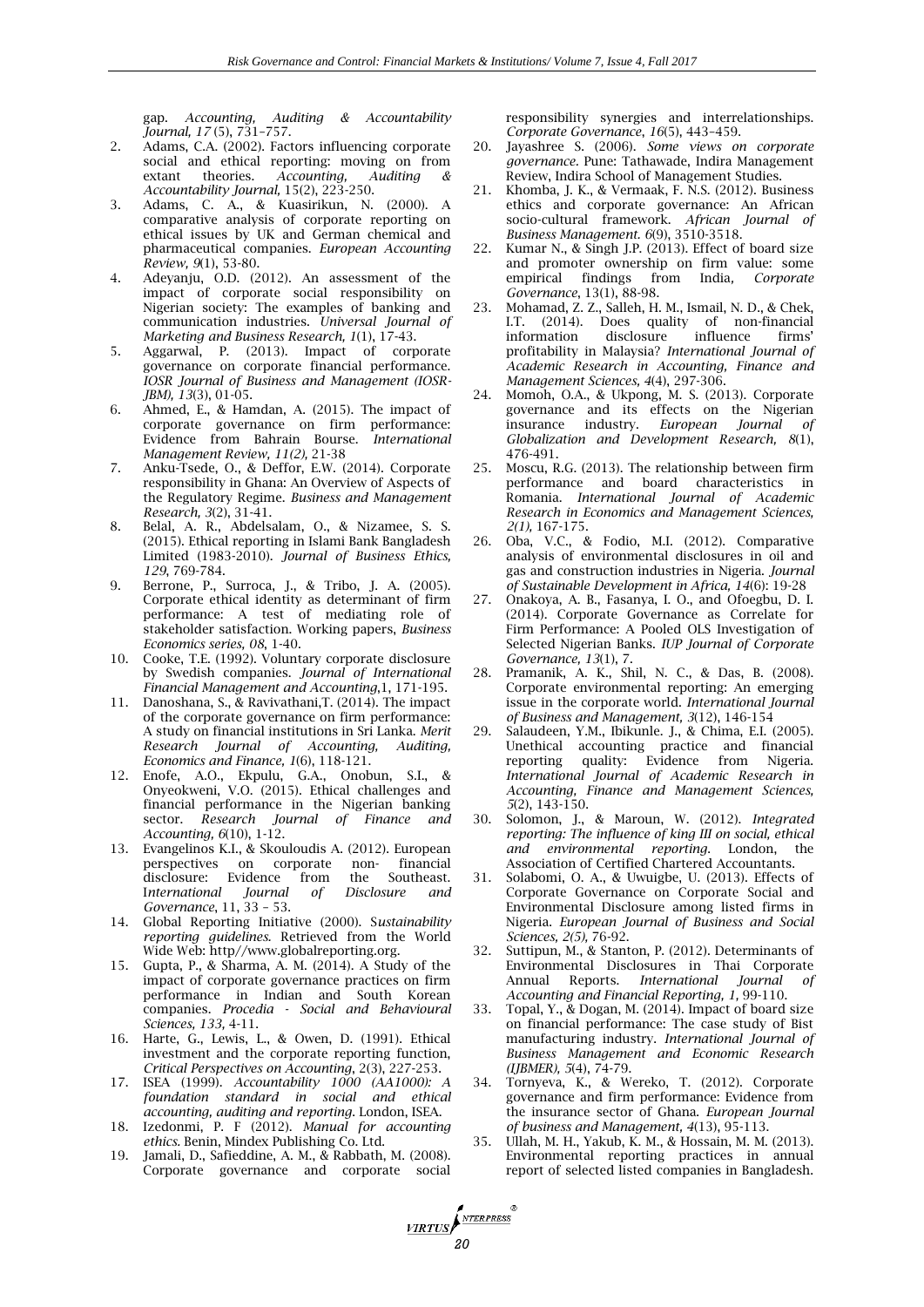gap. *Accounting, Auditing & Accountability Journal, 17* (5), 731–757.

2. Adams, C.A. (2002). Factors influencing corporate social and ethical reporting: moving on from extant theories. *Accounting, Auditing & Accountability Journal,* 15(2), 223-250.
3. Adams, C. A., & Kuasirikun, N. (2000). A comparative analysis of corporate reporting on ethical issues by UK and German chemical and pharmaceutical companies. *European Accounting Review, 9*(1), 53-80.
4. Adeyanju, O.D. (2012). An assessment of the impact of corporate social responsibility on Nigerian society: The examples of banking and communication industries. *Universal Journal of Marketing and Business Research, 1*(1), 17-43.
5. Aggarwal, P. (2013). Impact of corporate governance on corporate financial performance. *IOSR Journal of Business and Management (IOSR-JBM), 13*(3), 01-05.
6. Ahmed, E., & Hamdan, A. (2015). The impact of corporate governance on firm performance: Evidence from Bahrain Bourse. *International Management Review, 11(2),* 21-38
7. Anku-Tsede, O., & Deffor, E.W. (2014). Corporate responsibility in Ghana: An Overview of Aspects of the Regulatory Regime. *Business and Management Research, 3*(2), 31-41.
8. Belal, A. R., Abdelsalam, O., & Nizamee, S. S. (2015). Ethical reporting in Islami Bank Bangladesh Limited (1983-2010). *Journal of Business Ethics, 129*, 769-784.
9. Berrone, P., Surroca, J., & Tribo, J. A. (2005). Corporate ethical identity as determinant of firm performance: A test of mediating role of stakeholder satisfaction. Working papers, *Business Economics series, 08*, 1-40.
10. Cooke, T.E. (1992). Voluntary corporate disclosure by Swedish companies. *Journal of International Financial Management and Accounting*,1, 171-195.
11. Danoshana, S., & Ravivathani,T. (2014). The impact of the corporate governance on firm performance: A study on financial institutions in Sri Lanka. *Merit Research Journal of Accounting, Auditing, Economics and Finance, 1*(6), 118-121.
12. Enofe, A.O., Ekpulu, G.A., Onobun, S.I., & Onyeokweni, V.O. (2015). Ethical challenges and financial performance in the Nigerian banking sector. *Research Journal of Finance and Accounting, 6*(10), 1-12.
13. Evangelinos K.I., & Skouloudis A. (2012). European perspectives on corporate non- financial disclosure: Evidence from the Southeast. I*nternational Journal of Disclosure and Governance*, 11, 33 – 53.
14. Global Reporting Initiative (2000). S*ustainability reporting guidelines.* Retrieved from the World Wide Web: http//www.globalreporting.org.
15. Gupta, P., & Sharma, A. M. (2014). A Study of the impact of corporate governance practices on firm performance in Indian and South Korean companies. *Procedia - Social and Behavioural Sciences, 133,* 4-11.
16. Harte, G., Lewis, L., & Owen, D. (1991). Ethical investment and the corporate reporting function, *Critical Perspectives on Accounting*, 2(3), 227-253.
17. ISEA (1999). *Accountability 1000 (AA1000): A foundation standard in social and ethical accounting, auditing and reporting.* London, ISEA.
18. Izedonmi, P. F (2012). *Manual for accounting ethics.* Benin, Mindex Publishing Co. Ltd.
19. Jamali, D., Safieddine, A. M., & Rabbath, M. (2008). Corporate governance and corporate social responsibility synergies and interrelationships. *Corporate Governance*, *16*(5), 443–459.
20. Jayashree S. (2006). *Some views on corporate governance.* Pune: Tathawade, Indira Management Review, Indira School of Management Studies.
21. Khomba, J. K., & Vermaak, F. N.S. (2012). Business ethics and corporate governance: An African socio-cultural framework. *African Journal of Business Management. 6*(9), 3510-3518.
22. Kumar N., & Singh J.P. (2013). Effect of board size and promoter ownership on firm value: some empirical findings from India*, Corporate Governance*, 13(1), 88-98.
23. Mohamad, Z. Z., Salleh, H. M., Ismail, N. D., & Chek, I.T. (2014). Does quality of non-financial information disclosure influence firms' profitability in Malaysia? *International Journal of Academic Research in Accounting, Finance and Management Sciences, 4*(4), 297-306.
24. Momoh, O.A., & Ukpong, M. S. (2013). Corporate governance and its effects on the Nigerian insurance industry. *European Journal of Globalization and Development Research, 8*(1), 476-491.
25. Moscu, R.G. (2013). The relationship between firm performance and board characteristics in Romania. *International Journal of Academic Research in Economics and Management Sciences, 2(1),* 167-175.
26. Oba, V.C., & Fodio, M.I. (2012). Comparative analysis of environmental disclosures in oil and gas and construction industries in Nigeria. *Journal of Sustainable Development in Africa, 14*(6): 19-28
27. Onakoya, A. B., Fasanya, I. O., and Ofoegbu, D. I. (2014). Corporate Governance as Correlate for Firm Performance: A Pooled OLS Investigation of Selected Nigerian Banks. *IUP Journal of Corporate Governance, 13*(1), 7.
28. Pramanik, A. K., Shil, N. C., & Das, B. (2008). Corporate environmental reporting: An emerging issue in the corporate world. *International Journal of Business and Management, 3*(12), 146-154
29. Salaudeen, Y.M., Ibikunle. J., & Chima, E.I. (2005). Unethical accounting practice and financial reporting quality: Evidence from Nigeria. *International Journal of Academic Research in Accounting, Finance and Management Sciences, 5*(2), 143-150.
30. Solomon, J., & Maroun, W. (2012). *Integrated reporting: The influence of king III on social, ethical and environmental reporting.* London, the Association of Certified Chartered Accountants.
31. Solabomi, O. A., & Uwuigbe, U. (2013). Effects of Corporate Governance on Corporate Social and Environmental Disclosure among listed firms in Nigeria. *European Journal of Business and Social Sciences, 2(5),* 76-92.
32. Suttipun, M., & Stanton, P. (2012). Determinants of Environmental Disclosures in Thai Corporate Annual Reports. *International Journal of Accounting and Financial Reporting, 1,* 99-110.
33. Topal, Y., & Dogan, M. (2014). Impact of board size on financial performance: The case study of Bist manufacturing industry. *International Journal of Business Management and Economic Research (IJBMER), 5*(4), 74-79.
34. Tornyeva, K., & Wereko, T. (2012). Corporate governance and firm performance: Evidence from the insurance sector of Ghana. *European Journal of business and Management, 4*(13), 95-113.
35. Ullah, M. H., Yakub, K. M., & Hossain, M. M. (2013). Environmental reporting practices in annual report of selected listed companies in Bangladesh.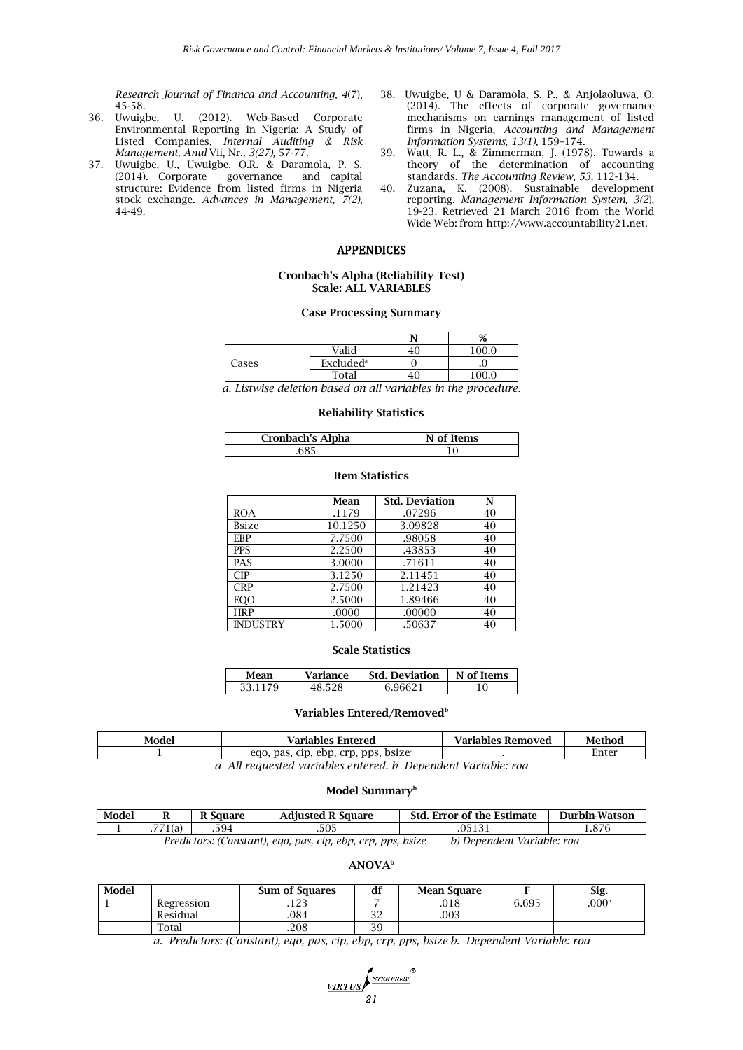*Research Journal of Financa and Accounting, 4*(7), 45-58.

36. Uwuigbe, U. (2012). Web-Based Corporate Environmental Reporting in Nigeria: A Study of Listed Companies, *Internal Auditing & Risk Management, Anul* Vii, Nr., *3(27),* 57-77.
37. Uwuigbe, U., Uwuigbe, O.R. & Daramola, P. S. (2014). Corporate governance and capital structure: Evidence from listed firms in Nigeria stock exchange. *Advances in Management, 7(2),* 44-49.
38. Uwuigbe, U & Daramola, S. P., & Anjolaoluwa, O. (2014). The effects of corporate governance mechanisms on earnings management of listed firms in Nigeria, *Accounting and Management Information Systems, 13(1),* 159–174.
39. Watt, R. L., & Zimmerman, J. (1978). Towards a theory of the determination of accounting standards. *The Accounting Review, 53,* 112-134.
40. Zuzana, K. (2008). Sustainable development reporting. *Management Information System, 3(2)*, 19-23. Retrieved 21 March 2016 from the World Wide Web: from http://www.accountability21.net.

## APPENDICES

### Cronbach's Alpha (Reliability Test)
### Scale: ALL VARIABLES

**Case Processing Summary**

| | | N | % |
|---|---|---|---|
| Cases | Valid | 40 | 100.0 |
| | Excluded[a] | 0 | .0 |
| | Total | 40 | 100.0 |

*a. Listwise deletion based on all variables in the procedure.*

**Reliability Statistics**

| Cronbach's Alpha | N of Items |
|---|---|
| .685 | 10 |

**Item Statistics**

| | Mean | Std. Deviation | N |
|---|---|---|---|
| ROA | .1179 | .07296 | 40 |
| Bsize | 10.1250 | 3.09828 | 40 |
| EBP | 7.7500 | .98058 | 40 |
| PPS | 2.2500 | .43853 | 40 |
| PAS | 3.0000 | .71611 | 40 |
| CIP | 3.1250 | 2.11451 | 40 |
| CRP | 2.7500 | 1.21423 | 40 |
| EQO | 2.5000 | 1.89466 | 40 |
| HRP | .0000 | .00000 | 40 |
| INDUSTRY | 1.5000 | .50637 | 40 |

**Scale Statistics**

| Mean | Variance | Std. Deviation | N of Items |
|---|---|---|---|
| 33.1179 | 48.528 | 6.96621 | 10 |

**Variables Entered/Removed[b]**

| Model | Variables Entered | Variables Removed | Method |
|---|---|---|---|
| 1 | eqo, pas, cip, ebp, crp, pps, bsize[a] | . | Enter |

*a All requested variables entered. b Dependent Variable: roa*

**Model Summary[b]**

| Model | R | R Square | Adjusted R Square | Std. Error of the Estimate | Durbin-Watson |
|---|---|---|---|---|---|
| 1 | .771(a) | .594 | .505 | .05131 | 1.876 |

*Predictors: (Constant), eqo, pas, cip, ebp, crp, pps, bsize b) Dependent Variable: roa*

**ANOVA[b]**

| Model | | Sum of Squares | df | Mean Square | F | Sig. |
|---|---|---|---|---|---|---|
| 1 | Regression | .123 | 7 | .018 | 6.695 | .000[a] |
| | Residual | .084 | 32 | .003 | | |
| | Total | .208 | 39 | | | |

*a. Predictors: (Constant), eqo, pas, cip, ebp, crp, pps, bsize b. Dependent Variable: roa*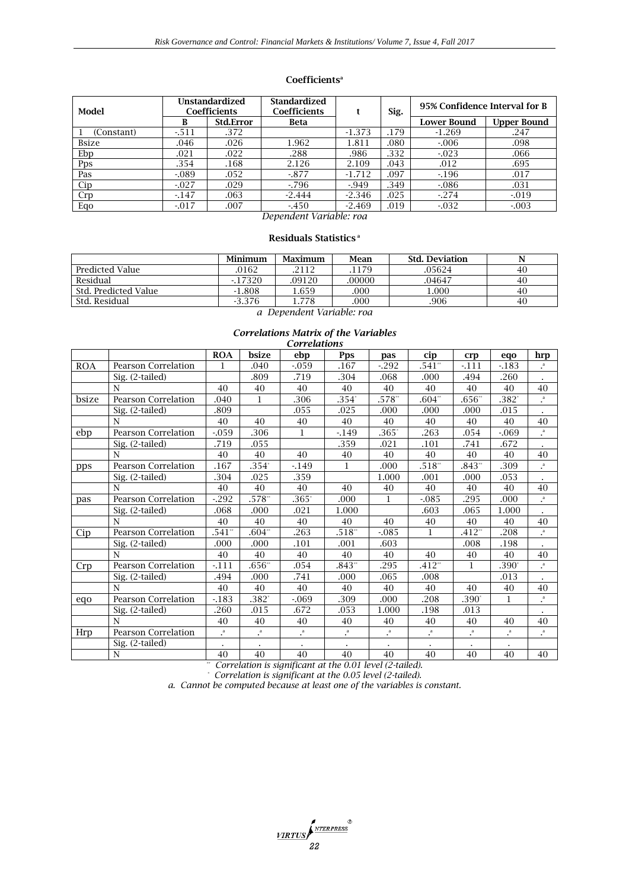**Coefficients**[a]

| Model | Unstandardized Coefficients | | Standardized Coefficients | t | Sig. | 95% Confidence Interval for B | |
|---|---|---|---|---|---|---|---|
| | B | Std.Error | Beta | | | Lower Bound | Upper Bound |
| 1 (Constant) | -.511 | .372 | | -1.373 | .179 | -1.269 | .247 |
| Bsize | .046 | .026 | 1.962 | 1.811 | .080 | -.006 | .098 |
| Ebp | .021 | .022 | .288 | .986 | .332 | -.023 | .066 |
| Pps | .354 | .168 | 2.126 | 2.109 | .043 | .012 | .695 |
| Pas | -.089 | .052 | -.877 | -1.712 | .097 | -.196 | .017 |
| Cip | -.027 | .029 | -.796 | -.949 | .349 | -.086 | .031 |
| Crp | -.147 | .063 | -2.444 | -2.346 | .025 | -.274 | -.019 |
| Eqo | -.017 | .007 | -.450 | -2.469 | .019 | -.032 | -.003 |

*Dependent Variable: roa*

**Residuals Statistics**[a]

| | Minimum | Maximum | Mean | Std. Deviation | N |
|---|---|---|---|---|---|
| Predicted Value | .0162 | .2112 | .1179 | .05624 | 40 |
| Residual | -.17320 | .09120 | .00000 | .04647 | 40 |
| Std. Predicted Value | -1.808 | 1.659 | .000 | 1.000 | 40 |
| Std. Residual | -3.376 | 1.778 | .000 | .906 | 40 |

*a Dependent Variable: roa*

***Correlations Matrix of the Variables***

***Correlations***

| | | ROA | bsize | ebp | Pps | pas | cip | crp | eqo | hrp |
|---|---|---|---|---|---|---|---|---|---|---|
| ROA | Pearson Correlation | 1 | .040 | -.059 | .167 | -.292 | .541** | -.111 | -.183 | .[a] |
| | Sig. (2-tailed) | | .809 | .719 | .304 | .068 | .000 | .494 | .260 | . |
| | N | 40 | 40 | 40 | 40 | 40 | 40 | 40 | 40 | 40 |
| bsize | Pearson Correlation | .040 | 1 | .306 | .354* | .578** | .604** | .656** | .382* | .[a] |
| | Sig. (2-tailed) | .809 | | .055 | .025 | .000 | .000 | .000 | .015 | . |
| | N | 40 | 40 | 40 | 40 | 40 | 40 | 40 | 40 | 40 |
| ebp | Pearson Correlation | -.059 | .306 | 1 | -.149 | .365* | .263 | .054 | -.069 | .[a] |
| | Sig. (2-tailed) | .719 | .055 | | .359 | .021 | .101 | .741 | .672 | . |
| | N | 40 | 40 | 40 | 40 | 40 | 40 | 40 | 40 | 40 |
| pps | Pearson Correlation | .167 | .354* | -.149 | 1 | .000 | .518** | .843** | .309 | .[a] |
| | Sig. (2-tailed) | .304 | .025 | .359 | | 1.000 | .001 | .000 | .053 | . |
| | N | 40 | 40 | 40 | 40 | 40 | 40 | 40 | 40 | 40 |
| pas | Pearson Correlation | -.292 | .578** | .365* | .000 | 1 | -.085 | .295 | .000 | .[a] |
| | Sig. (2-tailed) | .068 | .000 | .021 | 1.000 | | .603 | .065 | 1.000 | . |
| | N | 40 | 40 | 40 | 40 | 40 | 40 | 40 | 40 | 40 |
| Cip | Pearson Correlation | .541** | .604** | .263 | .518** | -.085 | 1 | .412** | .208 | .[a] |
| | Sig. (2-tailed) | .000 | .000 | .101 | .001 | .603 | | .008 | .198 | . |
| | N | 40 | 40 | 40 | 40 | 40 | 40 | 40 | 40 | 40 |
| Crp | Pearson Correlation | -.111 | .656** | .054 | .843** | .295 | .412** | 1 | .390* | .[a] |
| | Sig. (2-tailed) | .494 | .000 | .741 | .000 | .065 | .008 | | .013 | . |
| | N | 40 | 40 | 40 | 40 | 40 | 40 | 40 | 40 | 40 |
| eqo | Pearson Correlation | -.183 | .382* | -.069 | .309 | .000 | .208 | .390* | 1 | .[a] |
| | Sig. (2-tailed) | .260 | .015 | .672 | .053 | 1.000 | .198 | .013 | | . |
| | N | 40 | 40 | 40 | 40 | 40 | 40 | 40 | 40 | 40 |
| Hrp | Pearson Correlation | .[a] | .[a] | .[a] | .[a] | .[a] | .[a] | .[a] | .[a] | .[a] |
| | Sig. (2-tailed) | . | . | . | . | . | . | . | . | |
| | N | 40 | 40 | 40 | 40 | 40 | 40 | 40 | 40 | 40 |

*\*\* Correlation is significant at the 0.01 level (2-tailed).*

*\* Correlation is significant at the 0.05 level (2-tailed).*

*a. Cannot be computed because at least one of the variables is constant.*